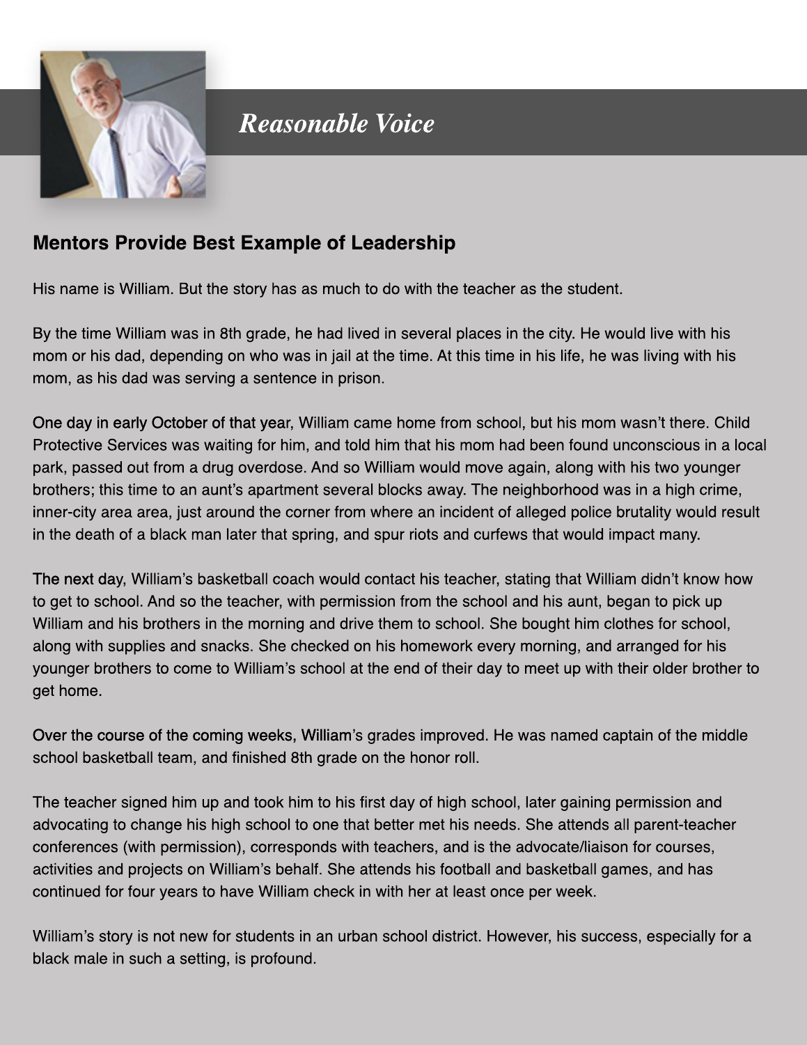# Reasonable Voice

## Mentors Provide Best Example of Leadership

His name is William. But the story has as much to do with the teacher as the student.

By the time William was in 8th grade, he had lived in several places in the city. He would live with his mom or his dad, depending on who was in jail at the time. At this time in his life, he was living with his mom, as his dad was serving a sentence in prison.

One day in early October of that year, William came home from school, but his mom wasn't there. Child Protective Services was waiting for him, and told him that his mom had been found unconscious in a local park, passed out from a drug overdose. And so William would move again, along with his two younger brothers; this time to an aunt's apartment several blocks away. The neighborhood was in a high crime, inner-city area area, just around the corner from where an incident of alleged police brutality would result in the death of a black man later that spring, and spur riots and curfews that would impact many.

The next day, William's basketball coach would contact his teacher, stating that William didn't know how to get to school. And so the teacher, with permission from the school and his aunt, began to pick up William and his brothers in the morning and drive them to school. She bought him clothes for school, along with supplies and snacks. She checked on his homework every morning, and arranged for his younger brothers to come to William's school at the end of their day to meet up with their older brother to get home.

Over the course of the coming weeks, William's grades improved. He was named captain of the middle school basketball team, and finished 8th grade on the honor roll.

The teacher signed him up and took him to his first day of high school, later gaining permission and advocating to change his high school to one that better met his needs. She attends all parent-teacher conferences (with permission), corresponds with teachers, and is the advocate/liaison for courses, activities and projects on William's behalf. She attends his football and basketball games, and has continued for four years to have William check in with her at least once per week.

William's story is not new for students in an urban school district. However, his success, especially for a black male in such a setting, is profound.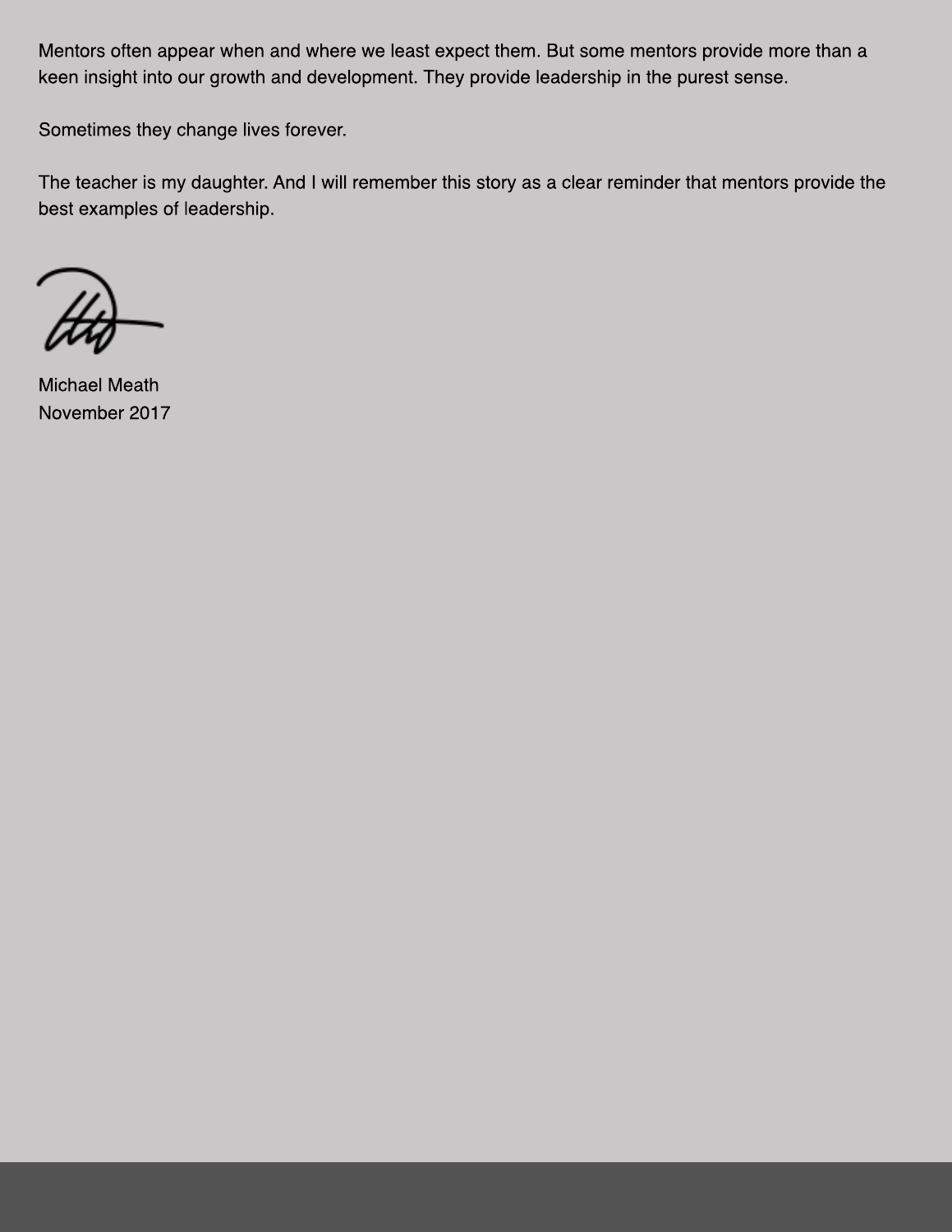Mentors often appear when and where we least expect them. But some mentors provide more than a keen insight into our growth and development. They provide leadership in the purest sense.

Sometimes they change lives forever.

The teacher is my daughter. And I will remember this story as a clear reminder that mentors provide the best examples of leadership.

Michael Meath
November 2017